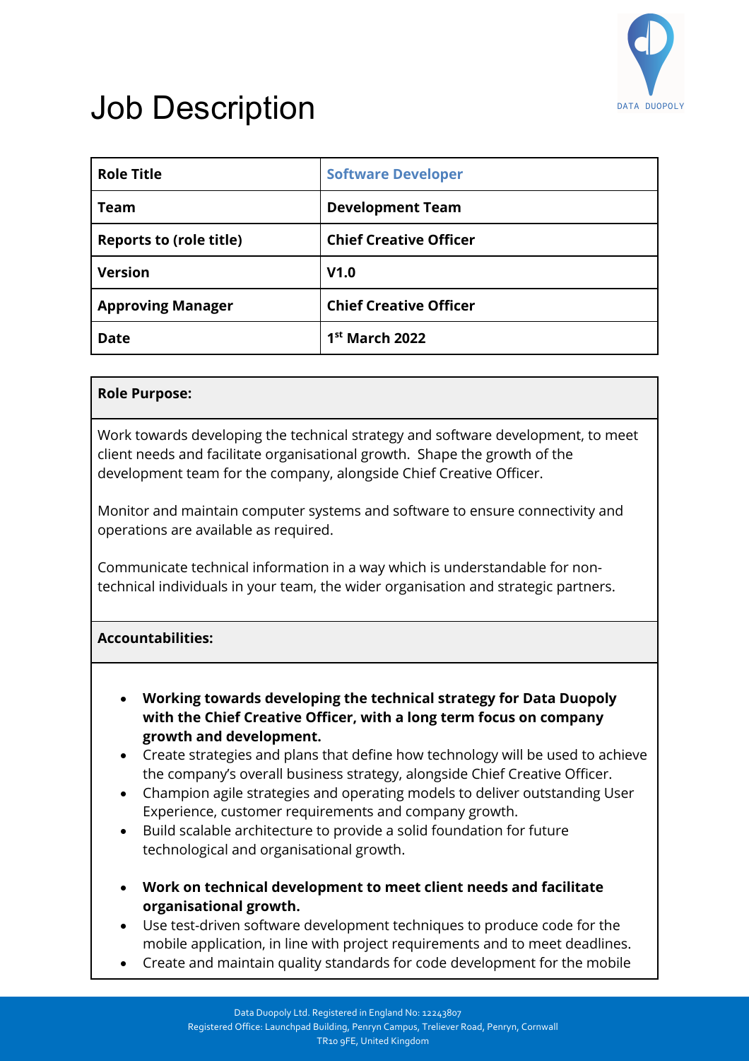# Job Description

| | |
|---|---|
| **Role Title** | **Software Developer** |
| **Team** | **Development Team** |
| **Reports to (role title)** | **Chief Creative Officer** |
| **Version** | **V1.0** |
| **Approving Manager** | **Chief Creative Officer** |
| **Date** | **1st March 2022** |

**Role Purpose:**

Work towards developing the technical strategy and software development, to meet client needs and facilitate organisational growth. Shape the growth of the development team for the company, alongside Chief Creative Officer.

Monitor and maintain computer systems and software to ensure connectivity and operations are available as required.

Communicate technical information in a way which is understandable for non-technical individuals in your team, the wider organisation and strategic partners.

**Accountabilities:**

- **Working towards developing the technical strategy for Data Duopoly with the Chief Creative Officer, with a long term focus on company growth and development.**
- Create strategies and plans that define how technology will be used to achieve the company's overall business strategy, alongside Chief Creative Officer.
- Champion agile strategies and operating models to deliver outstanding User Experience, customer requirements and company growth.
- Build scalable architecture to provide a solid foundation for future technological and organisational growth.

- **Work on technical development to meet client needs and facilitate organisational growth.**
- Use test-driven software development techniques to produce code for the mobile application, in line with project requirements and to meet deadlines.
- Create and maintain quality standards for code development for the mobile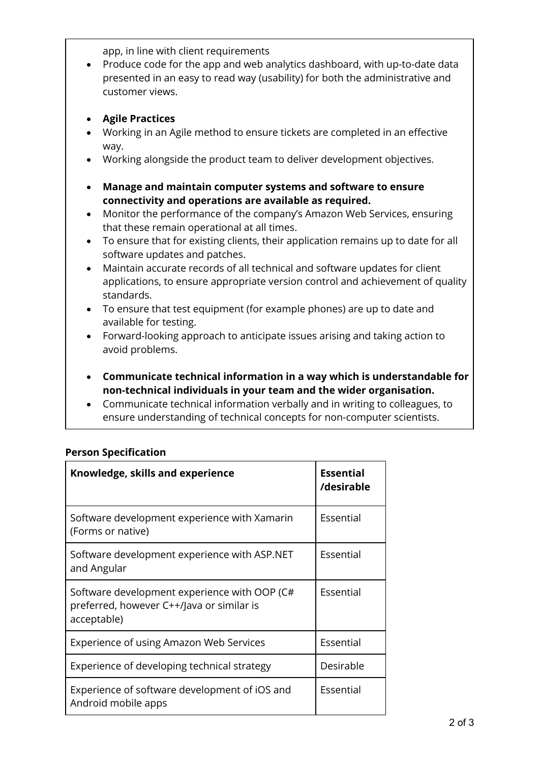app, in line with client requirements

- Produce code for the app and web analytics dashboard, with up-to-date data presented in an easy to read way (usability) for both the administrative and customer views.

- **Agile Practices**
- Working in an Agile method to ensure tickets are completed in an effective way.
- Working alongside the product team to deliver development objectives.

- **Manage and maintain computer systems and software to ensure connectivity and operations are available as required.**
- Monitor the performance of the company's Amazon Web Services, ensuring that these remain operational at all times.
- To ensure that for existing clients, their application remains up to date for all software updates and patches.
- Maintain accurate records of all technical and software updates for client applications, to ensure appropriate version control and achievement of quality standards.
- To ensure that test equipment (for example phones) are up to date and available for testing.
- Forward-looking approach to anticipate issues arising and taking action to avoid problems.

- **Communicate technical information in a way which is understandable for non-technical individuals in your team and the wider organisation.**
- Communicate technical information verbally and in writing to colleagues, to ensure understanding of technical concepts for non-computer scientists.

**Person Specification**

| **Knowledge, skills and experience** | **Essential /desirable** |
|---|---|
| Software development experience with Xamarin (Forms or native) | Essential |
| Software development experience with ASP.NET and Angular | Essential |
| Software development experience with OOP (C# preferred, however C++/Java or similar is acceptable) | Essential |
| Experience of using Amazon Web Services | Essential |
| Experience of developing technical strategy | Desirable |
| Experience of software development of iOS and Android mobile apps | Essential |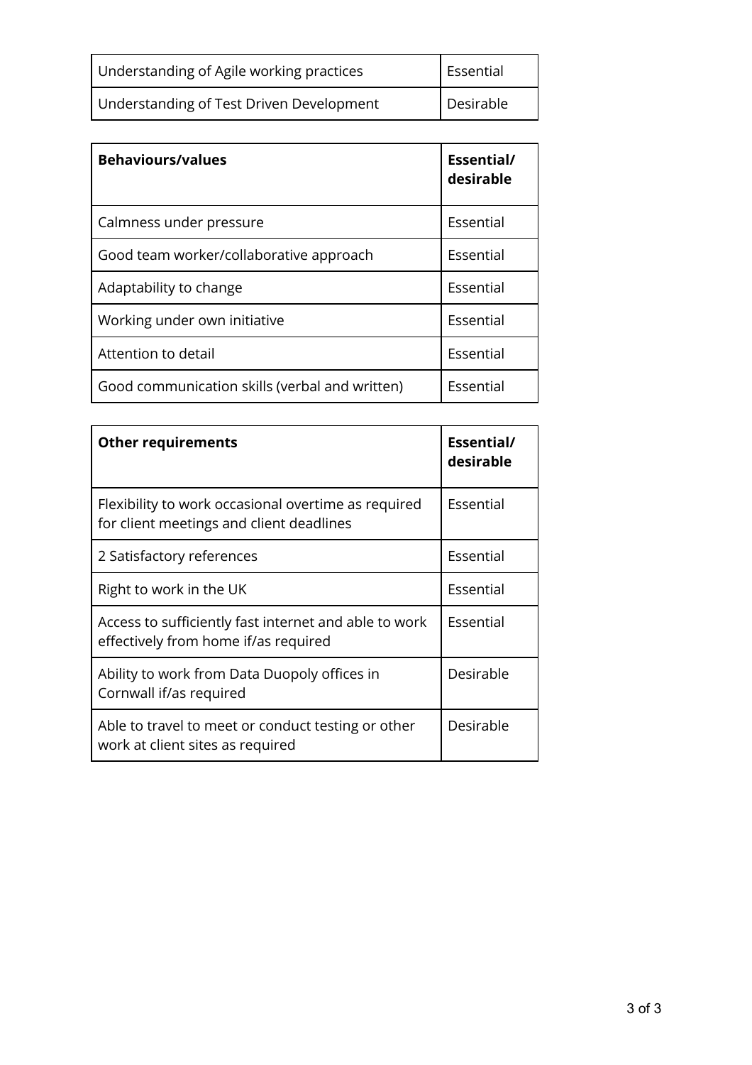| | |
|---|---|
| Understanding of Agile working practices | Essential |
| Understanding of Test Driven Development | Desirable |

| **Behaviours/values** | **Essential/ desirable** |
|---|---|
| Calmness under pressure | Essential |
| Good team worker/collaborative approach | Essential |
| Adaptability to change | Essential |
| Working under own initiative | Essential |
| Attention to detail | Essential |
| Good communication skills (verbal and written) | Essential |

| **Other requirements** | **Essential/ desirable** |
|---|---|
| Flexibility to work occasional overtime as required for client meetings and client deadlines | Essential |
| 2 Satisfactory references | Essential |
| Right to work in the UK | Essential |
| Access to sufficiently fast internet and able to work effectively from home if/as required | Essential |
| Ability to work from Data Duopoly offices in Cornwall if/as required | Desirable |
| Able to travel to meet or conduct testing or other work at client sites as required | Desirable |